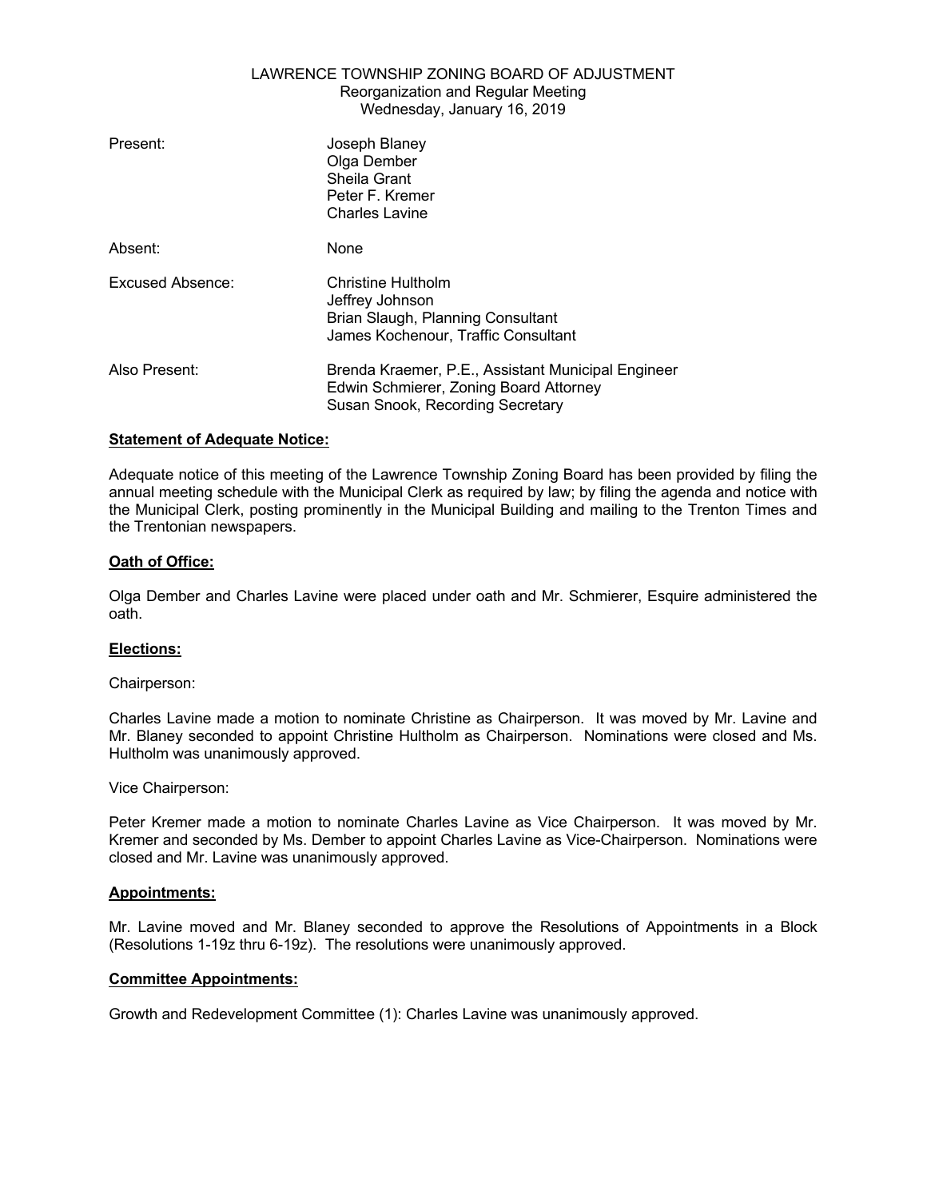LAWRENCE TOWNSHIP ZONING BOARD OF ADJUSTMENT
Reorganization and Regular Meeting
Wednesday, January 16, 2019

| | |
|---|---|
| Present: | Joseph Blaney<br>Olga Dember<br>Sheila Grant<br>Peter F. Kremer<br>Charles Lavine |
| Absent: | None |
| Excused Absence: | Christine Hultholm<br>Jeffrey Johnson<br>Brian Slaugh, Planning Consultant<br>James Kochenour, Traffic Consultant |
| Also Present: | Brenda Kraemer, P.E., Assistant Municipal Engineer<br>Edwin Schmierer, Zoning Board Attorney<br>Susan Snook, Recording Secretary |

**Statement of Adequate Notice:**

Adequate notice of this meeting of the Lawrence Township Zoning Board has been provided by filing the annual meeting schedule with the Municipal Clerk as required by law; by filing the agenda and notice with the Municipal Clerk, posting prominently in the Municipal Building and mailing to the Trenton Times and the Trentonian newspapers.

**Oath of Office:**

Olga Dember and Charles Lavine were placed under oath and Mr. Schmierer, Esquire administered the oath.

**Elections:**

Chairperson:

Charles Lavine made a motion to nominate Christine as Chairperson. It was moved by Mr. Lavine and Mr. Blaney seconded to appoint Christine Hultholm as Chairperson. Nominations were closed and Ms. Hultholm was unanimously approved.

Vice Chairperson:

Peter Kremer made a motion to nominate Charles Lavine as Vice Chairperson. It was moved by Mr. Kremer and seconded by Ms. Dember to appoint Charles Lavine as Vice-Chairperson. Nominations were closed and Mr. Lavine was unanimously approved.

**Appointments:**

Mr. Lavine moved and Mr. Blaney seconded to approve the Resolutions of Appointments in a Block (Resolutions 1-19z thru 6-19z). The resolutions were unanimously approved.

**Committee Appointments:**

Growth and Redevelopment Committee (1): Charles Lavine was unanimously approved.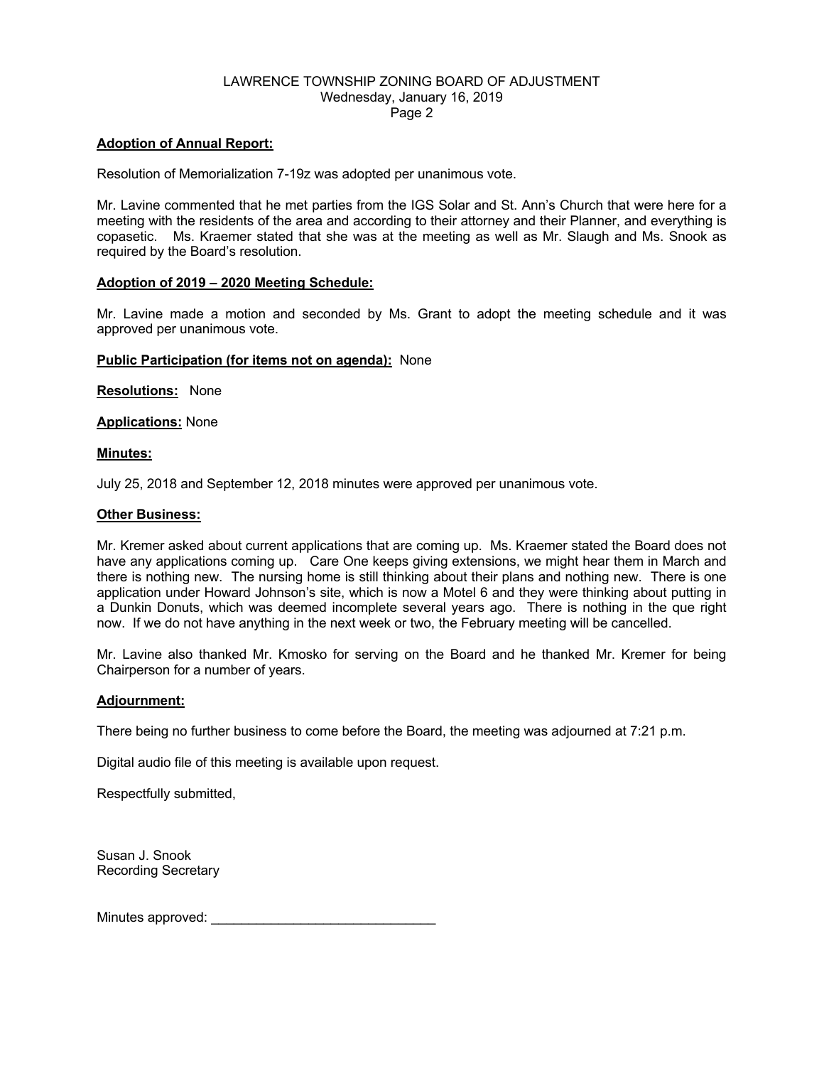**Adoption of Annual Report:**

Resolution of Memorialization 7-19z was adopted per unanimous vote.

Mr. Lavine commented that he met parties from the IGS Solar and St. Ann's Church that were here for a meeting with the residents of the area and according to their attorney and their Planner, and everything is copasetic. Ms. Kraemer stated that she was at the meeting as well as Mr. Slaugh and Ms. Snook as required by the Board's resolution.

**Adoption of 2019 – 2020 Meeting Schedule:**

Mr. Lavine made a motion and seconded by Ms. Grant to adopt the meeting schedule and it was approved per unanimous vote.

**Public Participation (for items not on agenda):** None

**Resolutions:** None

**Applications:** None

**Minutes:**

July 25, 2018 and September 12, 2018 minutes were approved per unanimous vote.

**Other Business:**

Mr. Kremer asked about current applications that are coming up. Ms. Kraemer stated the Board does not have any applications coming up. Care One keeps giving extensions, we might hear them in March and there is nothing new. The nursing home is still thinking about their plans and nothing new. There is one application under Howard Johnson's site, which is now a Motel 6 and they were thinking about putting in a Dunkin Donuts, which was deemed incomplete several years ago. There is nothing in the que right now. If we do not have anything in the next week or two, the February meeting will be cancelled.

Mr. Lavine also thanked Mr. Kmosko for serving on the Board and he thanked Mr. Kremer for being Chairperson for a number of years.

**Adjournment:**

There being no further business to come before the Board, the meeting was adjourned at 7:21 p.m.

Digital audio file of this meeting is available upon request.

Respectfully submitted,

Susan J. Snook
Recording Secretary

Minutes approved: ______________________________